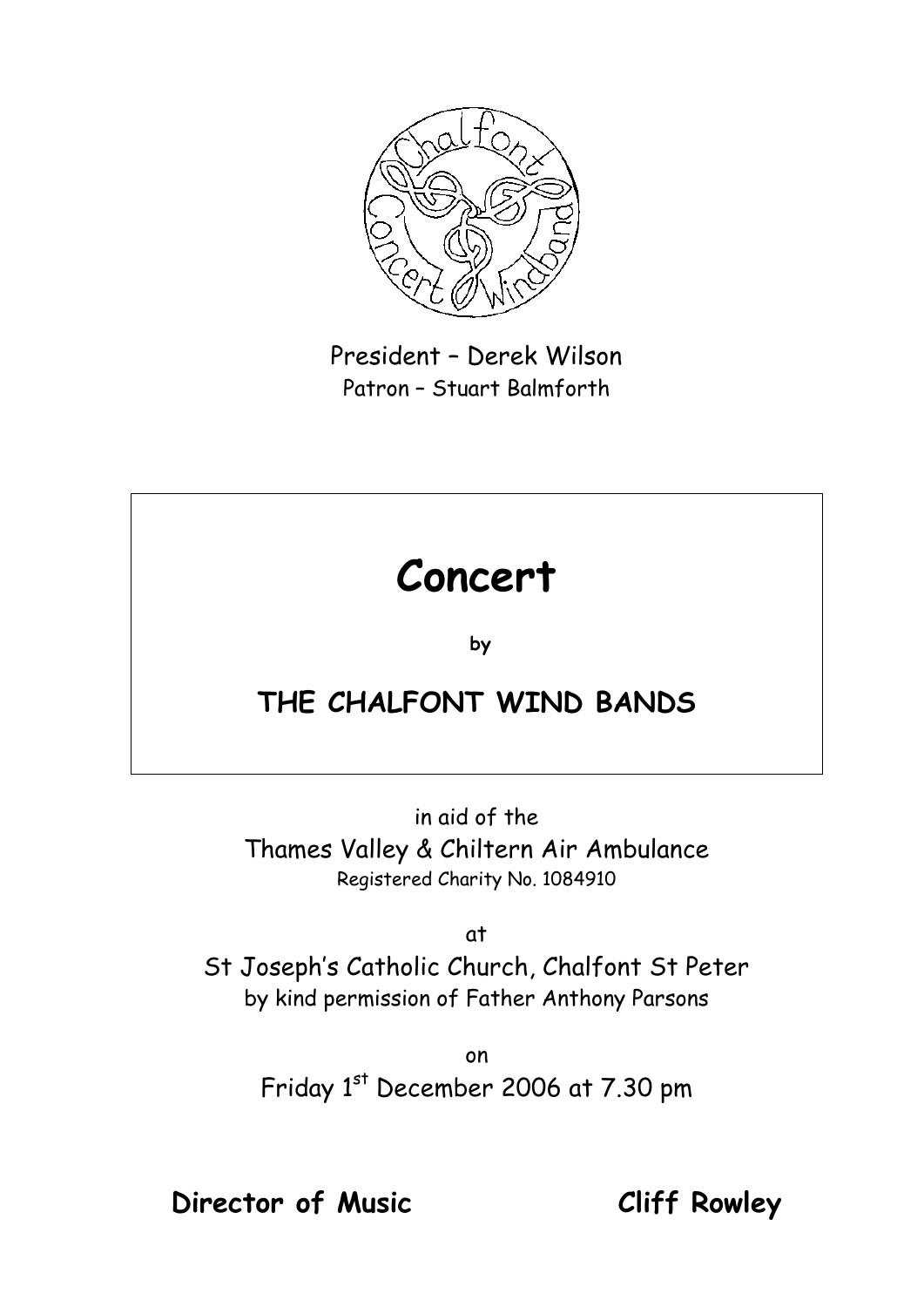President – Derek Wilson

Patron – Stuart Balmforth

# Concert

**by**

## THE CHALFONT WIND BANDS

in aid of the

Thames Valley & Chiltern Air Ambulance

Registered Charity No. 1084910

at

St Joseph's Catholic Church, Chalfont St Peter

by kind permission of Father Anthony Parsons

on

Friday 1st December 2006 at 7.30 pm

**Director of Music Cliff Rowley**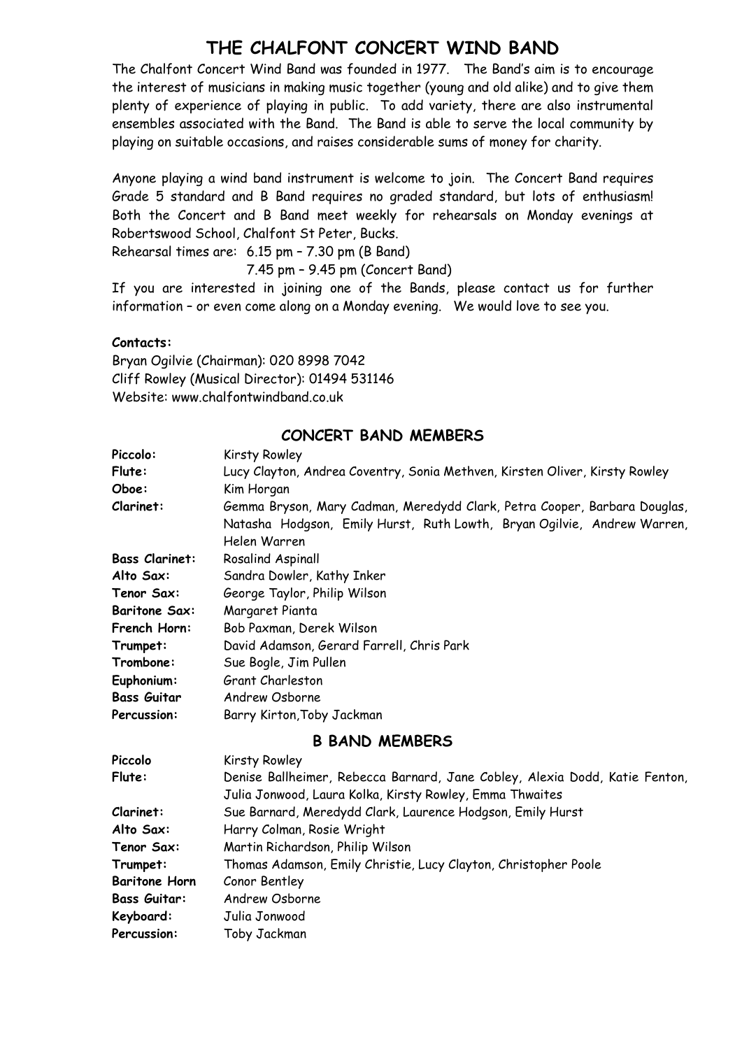# THE CHALFONT CONCERT WIND BAND

The Chalfont Concert Wind Band was founded in 1977. The Band's aim is to encourage the interest of musicians in making music together (young and old alike) and to give them plenty of experience of playing in public. To add variety, there are also instrumental ensembles associated with the Band. The Band is able to serve the local community by playing on suitable occasions, and raises considerable sums of money for charity.

Anyone playing a wind band instrument is welcome to join. The Concert Band requires Grade 5 standard and B Band requires no graded standard, but lots of enthusiasm! Both the Concert and B Band meet weekly for rehearsals on Monday evenings at Robertswood School, Chalfont St Peter, Bucks.

Rehearsal times are: 6.15 pm – 7.30 pm (B Band)
7.45 pm – 9.45 pm (Concert Band)

If you are interested in joining one of the Bands, please contact us for further information – or even come along on a Monday evening. We would love to see you.

**Contacts:**

Bryan Ogilvie (Chairman): 020 8998 7042
Cliff Rowley (Musical Director): 01494 531146
Website: www.chalfontwindband.co.uk

## CONCERT BAND MEMBERS

| | |
|---|---|
| **Piccolo:** | Kirsty Rowley |
| **Flute:** | Lucy Clayton, Andrea Coventry, Sonia Methven, Kirsten Oliver, Kirsty Rowley |
| **Oboe:** | Kim Horgan |
| **Clarinet:** | Gemma Bryson, Mary Cadman, Meredydd Clark, Petra Cooper, Barbara Douglas, Natasha Hodgson, Emily Hurst, Ruth Lowth, Bryan Ogilvie, Andrew Warren, Helen Warren |
| **Bass Clarinet:** | Rosalind Aspinall |
| **Alto Sax:** | Sandra Dowler, Kathy Inker |
| **Tenor Sax:** | George Taylor, Philip Wilson |
| **Baritone Sax:** | Margaret Pianta |
| **French Horn:** | Bob Paxman, Derek Wilson |
| **Trumpet:** | David Adamson, Gerard Farrell, Chris Park |
| **Trombone:** | Sue Bogle, Jim Pullen |
| **Euphonium:** | Grant Charleston |
| **Bass Guitar** | Andrew Osborne |
| **Percussion:** | Barry Kirton, Toby Jackman |

## B BAND MEMBERS

| | |
|---|---|
| **Piccolo** | Kirsty Rowley |
| **Flute:** | Denise Ballheimer, Rebecca Barnard, Jane Cobley, Alexia Dodd, Katie Fenton, Julia Jonwood, Laura Kolka, Kirsty Rowley, Emma Thwaites |
| **Clarinet:** | Sue Barnard, Meredydd Clark, Laurence Hodgson, Emily Hurst |
| **Alto Sax:** | Harry Colman, Rosie Wright |
| **Tenor Sax:** | Martin Richardson, Philip Wilson |
| **Trumpet:** | Thomas Adamson, Emily Christie, Lucy Clayton, Christopher Poole |
| **Baritone Horn** | Conor Bentley |
| **Bass Guitar:** | Andrew Osborne |
| **Keyboard:** | Julia Jonwood |
| **Percussion:** | Toby Jackman |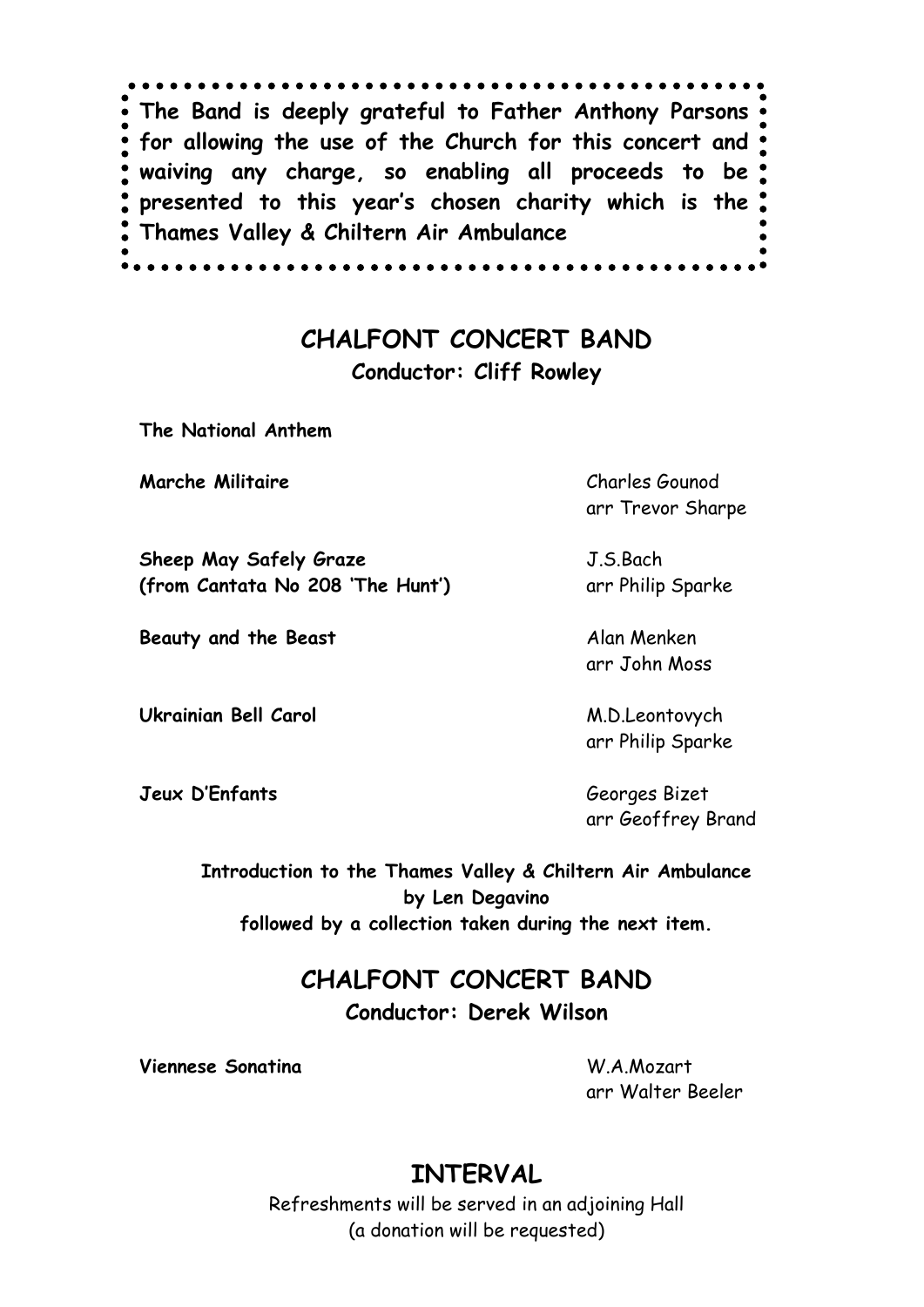**The Band is deeply grateful to Father Anthony Parsons for allowing the use of the Church for this concert and waiving any charge, so enabling all proceeds to be presented to this year's chosen charity which is the Thames Valley & Chiltern Air Ambulance**

## CHALFONT CONCERT BAND

**Conductor: Cliff Rowley**

**The National Anthem**

| | |
|---|---|
| **Marche Militaire** | Charles Gounod<br>arr Trevor Sharpe |
| **Sheep May Safely Graze**<br>**(from Cantata No 208 'The Hunt')** | J.S.Bach<br>arr Philip Sparke |
| **Beauty and the Beast** | Alan Menken<br>arr John Moss |
| **Ukrainian Bell Carol** | M.D.Leontovych<br>arr Philip Sparke |
| **Jeux D'Enfants** | Georges Bizet<br>arr Geoffrey Brand |

**Introduction to the Thames Valley & Chiltern Air Ambulance**
**by Len Degavino**
**followed by a collection taken during the next item.**

## CHALFONT CONCERT BAND

**Conductor: Derek Wilson**

| | |
|---|---|
| **Viennese Sonatina** | W.A.Mozart<br>arr Walter Beeler |

## INTERVAL

Refreshments will be served in an adjoining Hall
(a donation will be requested)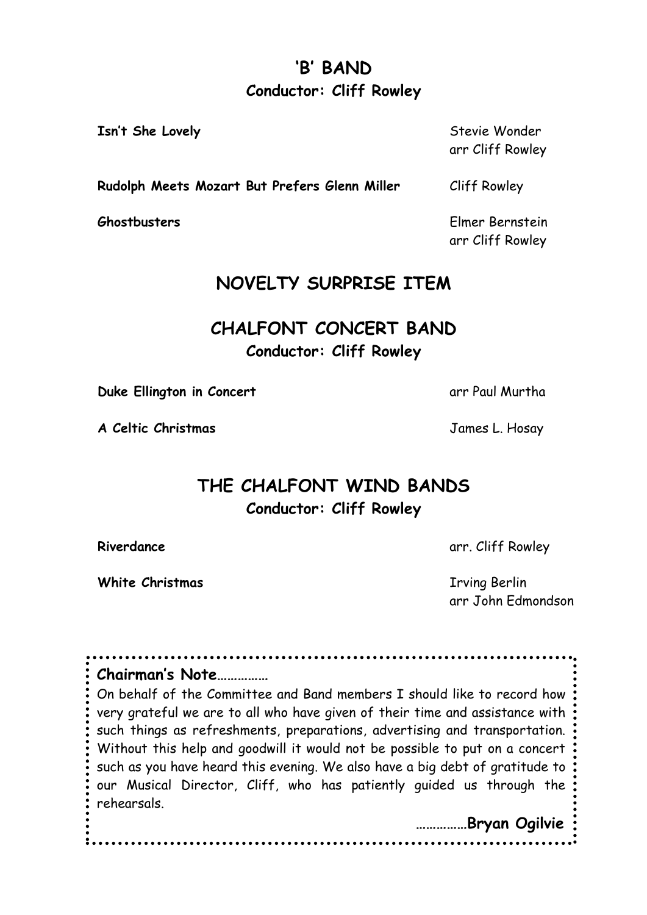## 'B' BAND

**Conductor: Cliff Rowley**

**Isn't She Lovely** — Stevie Wonder, arr Cliff Rowley

**Rudolph Meets Mozart But Prefers Glenn Miller** — Cliff Rowley

**Ghostbusters** — Elmer Bernstein, arr Cliff Rowley

## NOVELTY SURPRISE ITEM

## CHALFONT CONCERT BAND

**Conductor: Cliff Rowley**

**Duke Ellington in Concert** — arr Paul Murtha

**A Celtic Christmas** — James L. Hosay

## THE CHALFONT WIND BANDS

**Conductor: Cliff Rowley**

**Riverdance** — arr. Cliff Rowley

**White Christmas** — Irving Berlin, arr John Edmondson

**Chairman's Note……………**

On behalf of the Committee and Band members I should like to record how very grateful we are to all who have given of their time and assistance with such things as refreshments, preparations, advertising and transportation. Without this help and goodwill it would not be possible to put on a concert such as you have heard this evening. We also have a big debt of gratitude to our Musical Director, Cliff, who has patiently guided us through the rehearsals.

……………**Bryan Ogilvie**